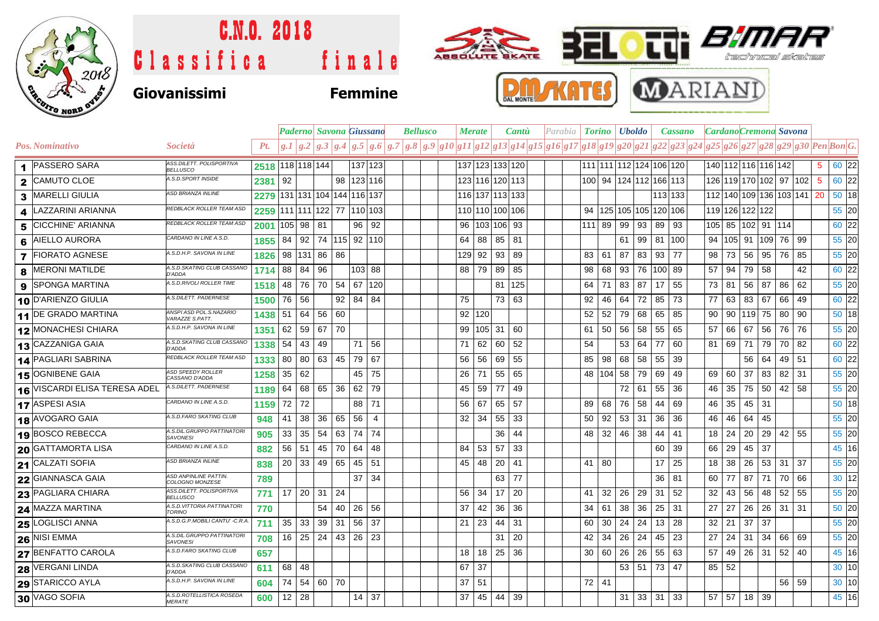# C.N.O. 2018

## Classifica finale

**Giovanissimi** **Femmine**

| | | | | Paderno | | Savona | | Giussano | | | Bellusco | | | Merate | | Cantù | | Parabia | | | Torino | | Uboldo | | Cassano | | | Cardano | | Cremona | | Savona | | | | |
|---|---|---|---|---|---|---|---|---|---|---|---|---|---|---|---|---|---|---|---|---|---|---|---|---|---|---|---|---|---|---|---|---|---|---|---|---|
| Pos. | Nominativo | Società | Pt. | g.1 | g.2 | g.3 | g.4 | g.5 | g.6 | g.7 | g.8 | g.9 | g10 | g11 | g12 | g13 | g14 | g15 | g16 | g17 | g18 | g19 | g20 | g21 | g22 | g23 | g24 | g25 | g26 | g27 | g28 | g29 | g30 | Pen | Bon | G. |
| 1 | PASSERO SARA | ASS.DILETT. POLISPORTIVA BELLUSCO | 2518 | 118 | 118 | 144 | | 137 | 123 | | | | | 137 | 123 | 133 | 120 | | | | 111 | 111 | 112 | 124 | 106 | 120 | | 140 | 112 | 116 | 116 | 142 | | 5 | 60 | 22 |
| 2 | CAMUTO CLOE | A.S.D.SPORT INSIDE | 2381 | 92 | | | 98 | 123 | 116 | | | | | 123 | 116 | 120 | 113 | | | | 100 | 94 | 124 | 112 | 166 | 113 | | 126 | 119 | 170 | 102 | 97 | 102 | 5 | 60 | 22 |
| 3 | MARELLI GIULIA | ASD BRIANZA INLINE | 2279 | 131 | 131 | 104 | 144 | 116 | 137 | | | | | 116 | 137 | 113 | 133 | | | | | | | | 113 | 133 | | 112 | 140 | 109 | 136 | 103 | 141 | 20 | 50 | 18 |
| 4 | LAZZARINI ARIANNA | REDBLACK ROLLER TEAM ASD | 2259 | 111 | 111 | 122 | 77 | 110 | 103 | | | | | 110 | 110 | 100 | 106 | | | | 94 | 125 | 105 | 105 | 120 | 106 | | 119 | 126 | 122 | 122 | | | | 55 | 20 |
| 5 | CICCHINE' ARIANNA | REDBLACK ROLLER TEAM ASD | 2001 | 105 | 98 | 81 | | 96 | 92 | | | | | 96 | 103 | 106 | 93 | | | | 111 | 89 | 99 | 93 | 89 | 93 | | 105 | 85 | 102 | 91 | 114 | | | 60 | 22 |
| 6 | AIELLO AURORA | CARDANO IN LINE A.S.D. | 1855 | 84 | 92 | 74 | 115 | 92 | 110 | | | | | 64 | 88 | 85 | 81 | | | | | | 61 | 99 | 81 | 100 | | 94 | 105 | 91 | 109 | 76 | 99 | | 55 | 20 |
| 7 | FIORATO AGNESE | A.S.D.H.P. SAVONA IN LINE | 1826 | 98 | 131 | 86 | 86 | | | | | | | 129 | 92 | 93 | 89 | | | | 83 | 61 | 87 | 83 | 93 | 77 | | 98 | 73 | 56 | 95 | 76 | 85 | | 55 | 20 |
| 8 | MERONI MATILDE | A.S.D.SKATING CLUB CASSANO D'ADDA | 1714 | 88 | 84 | 96 | | 103 | 88 | | | | | 88 | 79 | 89 | 85 | | | | 98 | 68 | 93 | 76 | 100 | 89 | | 57 | 94 | 79 | 58 | | 42 | | 60 | 22 |
| 9 | SPONGA MARTINA | A.S.D.RIVOLI ROLLER TIME | 1518 | 48 | 76 | 70 | 54 | 67 | 120 | | | | | | | 81 | 125 | | | | 64 | 71 | 83 | 87 | 17 | 55 | | 73 | 81 | 56 | 87 | 86 | 62 | | 55 | 20 |
| 10 | D'ARIENZO GIULIA | A.S.DILETT. PADERNESE | 1500 | 76 | 56 | | 92 | 84 | 84 | | | | | 75 | | 73 | 63 | | | | 92 | 46 | 64 | 72 | 85 | 73 | | 77 | 63 | 83 | 67 | 66 | 49 | | 60 | 22 |
| 11 | DE GRADO MARTINA | ANSPI ASD POL.S.NAZARIO VARAZZE S.PATT. | 1438 | 51 | 64 | 56 | 60 | | | | | | | 92 | 120 | | | | | | 52 | 52 | 79 | 68 | 65 | 85 | | 90 | 90 | 119 | 75 | 80 | 90 | | 50 | 18 |
| 12 | MONACHESI CHIARA | A.S.D.H.P. SAVONA IN LINE | 1351 | 62 | 59 | 67 | 70 | | | | | | | 99 | 105 | 31 | 60 | | | | 61 | 50 | 56 | 58 | 55 | 65 | | 57 | 66 | 67 | 56 | 76 | 76 | | 55 | 20 |
| 13 | CAZZANIGA GAIA | A.S.D.SKATING CLUB CASSANO D'ADDA | 1338 | 54 | 43 | 49 | | 71 | 56 | | | | | 71 | 62 | 60 | 52 | | | | 54 | | 53 | 64 | 77 | 60 | | 81 | 69 | 71 | 79 | 70 | 82 | | 60 | 22 |
| 14 | PAGLIARI SABRINA | REDBLACK ROLLER TEAM ASD | 1333 | 80 | 80 | 63 | 45 | 79 | 67 | | | | | 56 | 56 | 69 | 55 | | | | 85 | 98 | 68 | 58 | 55 | 39 | | | | 56 | 64 | 49 | 51 | | 60 | 22 |
| 15 | OGNIBENE GAIA | ASD SPEEDY ROLLER CASSANO D'ADDA | 1258 | 35 | 62 | | | 45 | 75 | | | | | 26 | 71 | 55 | 65 | | | | 48 | 104 | 58 | 79 | 69 | 49 | | 69 | 60 | 37 | 83 | 82 | 31 | | 55 | 20 |
| 16 | VISCARDI ELISA TERESA ADEL | A.S.DILETT. PADERNESE | 1189 | 64 | 68 | 65 | 36 | 62 | 79 | | | | | 45 | 59 | 77 | 49 | | | | | | 72 | 61 | 55 | 36 | | 46 | 35 | 75 | 50 | 42 | 58 | | 55 | 20 |
| 17 | ASPESI ASIA | CARDANO IN LINE A.S.D. | 1159 | 72 | 72 | | | 88 | 71 | | | | | 56 | 67 | 65 | 57 | | | | 89 | 68 | 76 | 58 | 44 | 69 | | 46 | 35 | 45 | 31 | | | | 50 | 18 |
| 18 | AVOGARO GAIA | A.S.D.FARO SKATING CLUB | 948 | 41 | 38 | 36 | 65 | 56 | 4 | | | | | 32 | 34 | 55 | 33 | | | | 50 | 92 | 53 | 31 | 36 | 36 | | 46 | 46 | 64 | 45 | | | | 55 | 20 |
| 19 | BOSCO REBECCA | A.S.DIL.GRUPPO PATTINATORI SAVONESI | 905 | 33 | 35 | 54 | 63 | 74 | 74 | | | | | | | 36 | 44 | | | | 48 | 32 | 46 | 38 | 44 | 41 | | 18 | 24 | 20 | 29 | 42 | 55 | | 55 | 20 |
| 20 | GATTAMORTA LISA | CARDANO IN LINE A.S.D. | 882 | 56 | 51 | 45 | 70 | 64 | 48 | | | | | 84 | 53 | 57 | 33 | | | | | | | | 60 | 39 | | 66 | 29 | 45 | 37 | | | | 45 | 16 |
| 21 | CALZATI SOFIA | ASD BRIANZA INLINE | 838 | 20 | 33 | 49 | 65 | 45 | 51 | | | | | 45 | 48 | 20 | 41 | | | | 41 | 80 | | | 17 | 25 | | 18 | 38 | 26 | 53 | 31 | 37 | | 55 | 20 |
| 22 | GIANNASCA GAIA | ASD ANPINLINE PATTIN. COLOGNO MONZESE | 789 | | | | | 37 | 34 | | | | | | | 63 | 77 | | | | | | | | 36 | 81 | | 60 | 77 | 87 | 71 | 70 | 66 | | 30 | 12 |
| 23 | PAGLIARA CHIARA | ASS.DILETT. POLISPORTIVA BELLUSCO | 771 | 17 | 20 | 31 | 24 | | | | | | | 56 | 34 | 17 | 20 | | | | 41 | 32 | 26 | 29 | 31 | 52 | | 32 | 43 | 56 | 48 | 52 | 55 | | 55 | 20 |
| 24 | MAZZA MARTINA | A.S.D.VITTORIA PATTINATORI TORINO | 770 | | | 54 | 40 | 26 | 56 | | | | | 37 | 42 | 36 | 36 | | | | 34 | 61 | 38 | 36 | 25 | 31 | | 27 | 27 | 26 | 26 | 31 | 31 | | 50 | 20 |
| 25 | LOGLISCI ANNA | A.S.D.G.P.MOBILI CANTU' -C.R.A. | 711 | 35 | 33 | 39 | 31 | 56 | 37 | | | | | 21 | 23 | 44 | 31 | | | | 60 | 30 | 24 | 24 | 13 | 28 | | 32 | 21 | 37 | 37 | | | | 55 | 20 |
| 26 | NISI EMMA | A.S.DIL.GRUPPO PATTINATORI SAVONESI | 708 | 16 | 25 | 24 | 43 | 26 | 23 | | | | | | | 31 | 20 | | | | 42 | 34 | 26 | 24 | 45 | 23 | | 27 | 24 | 31 | 34 | 66 | 69 | | 55 | 20 |
| 27 | BENFATTO CAROLA | A.S.D.FARO SKATING CLUB | 657 | | | | | | | | | | | 18 | 18 | 25 | 36 | | | | 30 | 60 | 26 | 26 | 55 | 63 | | 57 | 49 | 26 | 31 | 52 | 40 | | 45 | 16 |
| 28 | VERGANI LINDA | A.S.D.SKATING CLUB CASSANO D'ADDA | 611 | 68 | 48 | | | | | | | | | 67 | 37 | | | | | | | | 53 | 51 | 73 | 47 | | 85 | 52 | | | | | | 30 | 10 |
| 29 | STARICCO AYLA | A.S.D.H.P. SAVONA IN LINE | 604 | 74 | 54 | 60 | 70 | | | | | | | 37 | 51 | | | | | | 72 | 41 | | | | | | | | | | 56 | 59 | | 30 | 10 |
| 30 | VAGO SOFIA | A.S.D.ROTELLISTICA ROSEDA MERATE | 600 | 12 | 28 | | | 14 | 37 | | | | | 37 | 45 | 44 | 39 | | | | | | 31 | 33 | 31 | 33 | | 57 | 57 | 18 | 39 | | | | 45 | 16 |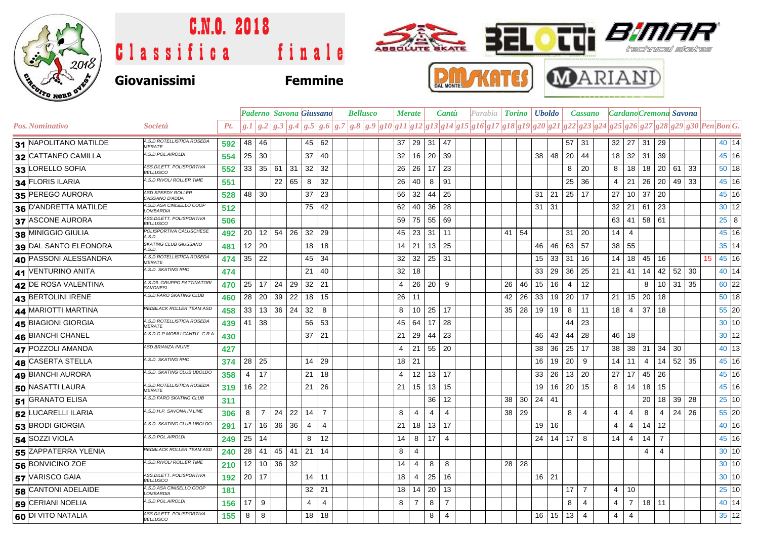# C.N.O. 2018

# Classifica finale

**Giovanissimi** **Femmine**

| Pos. | Nominativo | Società | Pt. | Paderno | | Savona | | Giussano | | | Bellusco | | | Merate | | Cantù | | Parabia | | | Torino | | Uboldo | | Cassano | | | Cardano | | Cremona | | Savona | | | | |
|---|---|---|---|---|---|---|---|---|---|---|---|---|---|---|---|---|---|---|---|---|---|---|---|---|---|---|---|---|---|---|---|---|---|---|---|---|
| | | | | g.1 | g.2 | g.3 | g.4 | g.5 | g.6 | g.7 | g.8 | g.9 | g10 | g11 | g12 | g13 | g14 | g15 | g16 | g17 | g18 | g19 | g20 | g21 | g22 | g23 | g24 | g25 | g26 | g27 | g28 | g29 | g30 | Pen | Bon | G. |
| 31 | NAPOLITANO MATILDE | A.S.D.ROTELLISTICA ROSEDA MERATE | 592 | 48 | 46 | | | 45 | 62 | | | | | 37 | 29 | 31 | 47 | | | | | | | | 57 | 31 | | 32 | 27 | 31 | 29 | | | | 40 | 14 |
| 32 | CATTANEO CAMILLA | A.S.D.POL.AIROLDI | 554 | 25 | 30 | | | 37 | 40 | | | | | 32 | 16 | 20 | 39 | | | | | | 38 | 48 | 20 | 44 | | 18 | 32 | 31 | 39 | | | | 45 | 16 |
| 33 | LORELLO SOFIA | ASS.DILETT. POLISPORTIVA BELLUSCO | 552 | 33 | 35 | 61 | 31 | 32 | 32 | | | | | 26 | 26 | 17 | 23 | | | | | | | | 8 | 20 | | 8 | 18 | 18 | 20 | 61 | 33 | | 50 | 18 |
| 34 | FLORIS ILARIA | A.S.D.RIVOLI ROLLER TIME | 551 | | | 22 | 65 | 8 | 32 | | | | | 26 | 40 | 8 | 91 | | | | | | | | 25 | 36 | | 4 | 21 | 26 | 20 | 49 | 33 | | 45 | 16 |
| 35 | PEREGO AURORA | ASD SPEEDY ROLLER CASSANO D'ADDA | 528 | 48 | 30 | | | 37 | 23 | | | | | 56 | 32 | 44 | 25 | | | | | | 31 | 21 | 25 | 17 | | 27 | 10 | 37 | 20 | | | | 45 | 16 |
| 36 | D'ANDRETTA MATILDE | A.S.D.ASA CINISELLO COOP LOMBARDIA | 512 | | | | | 75 | 42 | | | | | 62 | 40 | 36 | 28 | | | | | | 31 | 31 | | | | 32 | 21 | 61 | 23 | | | | 30 | 12 |
| 37 | ASCONE AURORA | ASS.DILETT. POLISPORTIVA BELLUSCO | 506 | | | | | | | | | | | 59 | 75 | 55 | 69 | | | | | | | | | | | 63 | 41 | 58 | 61 | | | | 25 | 8 |
| 38 | MINIGGIO GIULIA | POLISPORTIVA CALUSCHESE A.S.D. | 492 | 20 | 12 | 54 | 26 | 32 | 29 | | | | | 45 | 23 | 31 | 11 | | | | 41 | 54 | | | 31 | 20 | | 14 | 4 | | | | | | 45 | 16 |
| 39 | DAL SANTO ELEONORA | SKATING CLUB GIUSSANO A.S.D. | 481 | 12 | 20 | | | 18 | 18 | | | | | 14 | 21 | 13 | 25 | | | | | | 46 | 46 | 63 | 57 | | 38 | 55 | | | | | | 35 | 14 |
| 40 | PASSONI ALESSANDRA | A.S.D.ROTELLISTICA ROSEDA MERATE | 474 | 35 | 22 | | | 45 | 34 | | | | | 32 | 32 | 25 | 31 | | | | | | 15 | 33 | 31 | 16 | | 14 | 18 | 45 | 16 | | | 15 | 45 | 16 |
| 41 | VENTURINO ANITA | A.S.D. SKATING RHO | 474 | | | | | 21 | 40 | | | | | 32 | 18 | | | | | | | | 33 | 29 | 36 | 25 | | 21 | 41 | 14 | 42 | 52 | 30 | | 40 | 14 |
| 42 | DE ROSA VALENTINA | A.S.DIL.GRUPPO PATTINATORI SAVONESI | 470 | 25 | 17 | 24 | 29 | 32 | 21 | | | | | 4 | 26 | 20 | 9 | | | | 26 | 46 | 15 | 16 | 4 | 12 | | | | 8 | 10 | 31 | 35 | | 60 | 22 |
| 43 | BERTOLINI IRENE | A.S.D.FARO SKATING CLUB | 460 | 28 | 20 | 39 | 22 | 18 | 15 | | | | | 26 | 11 | | | | | | 42 | 26 | 33 | 19 | 20 | 17 | | 21 | 15 | 20 | 18 | | | | 50 | 18 |
| 44 | MARIOTTI MARTINA | REDBLACK ROLLER TEAM ASD | 458 | 33 | 13 | 36 | 24 | 32 | 8 | | | | | 8 | 10 | 25 | 17 | | | | 35 | 28 | 19 | 19 | 8 | 11 | | 18 | 4 | 37 | 18 | | | | 55 | 20 |
| 45 | BIAGIONI GIORGIA | A.S.D.ROTELLISTICA ROSEDA MERATE | 439 | 41 | 38 | | | 56 | 53 | | | | | 45 | 64 | 17 | 28 | | | | | | | | 44 | 23 | | | | | | | | | 30 | 10 |
| 46 | BIANCHI CHANEL | A.S.D.G.P.MOBILI CANTU' -C.R.A. | 430 | | | | | 37 | 21 | | | | | 21 | 29 | 44 | 23 | | | | | | 46 | 43 | 44 | 28 | | 46 | 18 | | | | | | 30 | 12 |
| 47 | POZZOLI AMANDA | ASD BRIANZA INLINE | 427 | | | | | | | | | | | 4 | 21 | 55 | 20 | | | | | | 38 | 36 | 25 | 17 | | 38 | 38 | 31 | 34 | 30 | | | 40 | 13 |
| 48 | CASERTA STELLA | A.S.D. SKATING RHO | 374 | 28 | 25 | | | 14 | 29 | | | | | 18 | 21 | | | | | | | | 16 | 19 | 20 | 9 | | 14 | 11 | 4 | 14 | 52 | 35 | | 45 | 16 |
| 49 | BIANCHI AURORA | A.S.D. SKATING CLUB UBOLDO | 358 | 4 | 17 | | | 21 | 18 | | | | | 4 | 12 | 13 | 17 | | | | | | 33 | 26 | 13 | 20 | | 27 | 17 | 45 | 26 | | | | 45 | 16 |
| 50 | NASATTI LAURA | A.S.D.ROTELLISTICA ROSEDA MERATE | 319 | 16 | 22 | | | 21 | 26 | | | | | 21 | 15 | 13 | 15 | | | | | | 19 | 16 | 20 | 15 | | 8 | 14 | 18 | 15 | | | | 45 | 16 |
| 51 | GRANATO ELISA | A.S.D.FARO SKATING CLUB | 311 | | | | | | | | | | | | | 36 | 12 | | | | 38 | 30 | 24 | 41 | | | | | | 20 | 18 | 39 | 28 | | 25 | 10 |
| 52 | LUCARELLI ILARIA | A.S.D.H.P. SAVONA IN LINE | 306 | 8 | 7 | 24 | 22 | 14 | 7 | | | | | 8 | 4 | 4 | 4 | | | | 38 | 29 | | | 8 | 4 | | 4 | 4 | 8 | 4 | 24 | 26 | | 55 | 20 |
| 53 | BRODI GIORGIA | A.S.D. SKATING CLUB UBOLDO | 291 | 17 | 16 | 36 | 36 | 4 | 4 | | | | | 21 | 18 | 13 | 17 | | | | | | 19 | 16 | | | | 4 | 4 | 14 | 12 | | | | 40 | 16 |
| 54 | SOZZI VIOLA | A.S.D.POL.AIROLDI | 249 | 25 | 14 | | | 8 | 12 | | | | | 14 | 8 | 17 | 4 | | | | | | 24 | 14 | 17 | 8 | | 14 | 4 | 14 | 7 | | | | 45 | 16 |
| 55 | ZAPPATERRA YLENIA | REDBLACK ROLLER TEAM ASD | 240 | 28 | 41 | 45 | 41 | 21 | 14 | | | | | 8 | 4 | | | | | | | | | | | | | | | 4 | 4 | | | | 30 | 10 |
| 56 | BONVICINO ZOE | A.S.D.RIVOLI ROLLER TIME | 210 | 12 | 10 | 36 | 32 | | | | | | | 14 | 4 | 8 | 8 | | | | 28 | 28 | | | | | | | | | | | | | 30 | 10 |
| 57 | VARISCO GAIA | ASS.DILETT. POLISPORTIVA BELLUSCO | 192 | 20 | 17 | | | 14 | 11 | | | | | 18 | 4 | 25 | 16 | | | | | | 16 | 21 | | | | | | | | | | | 30 | 10 |
| 58 | CANTONI ADELAIDE | A.S.D.ASA CINISELLO COOP LOMBARDIA | 181 | | | | | 32 | 21 | | | | | 18 | 14 | 20 | 13 | | | | | | | | 17 | 7 | | 4 | 10 | | | | | | 25 | 10 |
| 59 | CERIANI NOELIA | A.S.D.POL.AIROLDI | 156 | 17 | 9 | | | 4 | 4 | | | | | 8 | 7 | 8 | 7 | | | | | | | | 8 | 4 | | 4 | 7 | 18 | 11 | | | | 40 | 14 |
| 60 | DI VITO NATALIA | ASS.DILETT. POLISPORTIVA BELLUSCO | 155 | 8 | 8 | | | 18 | 18 | | | | | | | 8 | 4 | | | | | | 16 | 15 | 13 | 4 | | 4 | 4 | | | | | | 35 | 12 |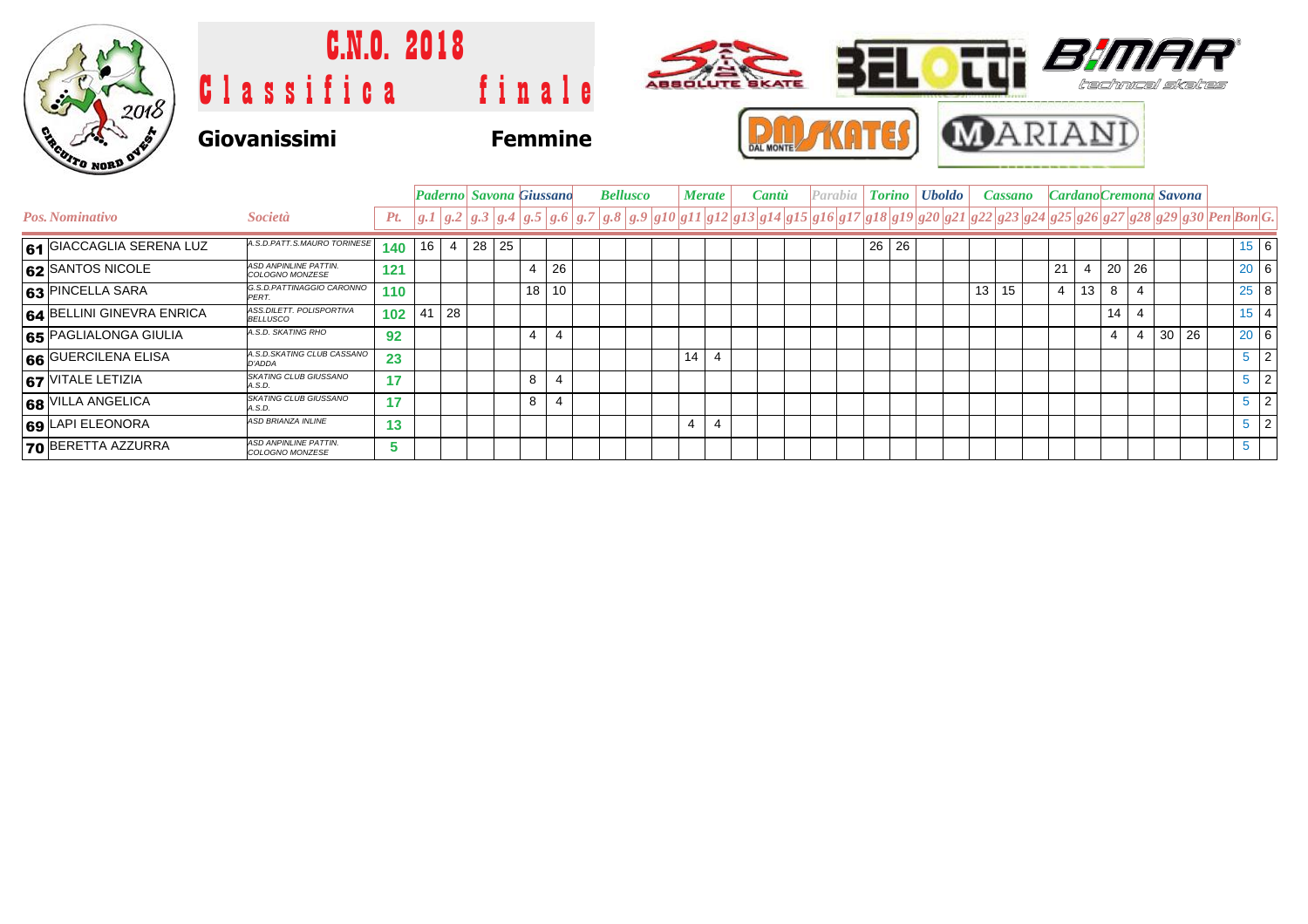# C.N.O. 2018

# Classifica finale

**Giovanissimi** **Femmine**

| Pos. | Nominativo | Società | Pt. | Paderno | | Savona | | Giussano | | | Bellusco | | | Merate | | | Cantù | | Parabia | | Torino | | Uboldo | | | Cassano | | Cardano | | Cremona | | Savona | | | | |
|---|---|---|---|---|---|---|---|---|---|---|---|---|---|---|---|---|---|---|---|---|---|---|---|---|---|---|---|---|---|---|---|---|---|---|---|---|
| | | | | g.1 | g.2 | g.3 | g.4 | g.5 | g.6 | g.7 | g.8 | g.9 | g10 | g11 | g12 | g13 | g14 | g15 | g16 | g17 | g18 | g19 | g20 | g21 | g22 | g23 | g24 | g25 | g26 | g27 | g28 | g29 | g30 | Pen | Bon | G. |
| 61 | GIACCAGLIA SERENA LUZ | A.S.D.PATT.S.MAURO TORINESE | 140 | 16 | 4 | 28 | 25 | | | | | | | | | | | | | | 26 | 26 | | | | | | | | | | | | | 15 | 6 |
| 62 | SANTOS NICOLE | ASD ANPINLINE PATTIN. COLOGNO MONZESE | 121 | | | | | 4 | 26 | | | | | | | | | | | | | | | | | | | 21 | 4 | 20 | 26 | | | | 20 | 6 |
| 63 | PINCELLA SARA | G.S.D.PATTINAGGIO CARONNO PERT. | 110 | | | | | 18 | 10 | | | | | | | | | | | | | | | | 13 | 15 | | 4 | 13 | 8 | 4 | | | | 25 | 8 |
| 64 | BELLINI GINEVRA ENRICA | ASS.DILETT. POLISPORTIVA BELLUSCO | 102 | 41 | 28 | | | | | | | | | | | | | | | | | | | | | | | | | 14 | 4 | | | | 15 | 4 |
| 65 | PAGLIALONGA GIULIA | A.S.D. SKATING RHO | 92 | | | | | 4 | 4 | | | | | | | | | | | | | | | | | | | | | 4 | 4 | 30 | 26 | | 20 | 6 |
| 66 | GUERCILENA ELISA | A.S.D.SKATING CLUB CASSANO D'ADDA | 23 | | | | | | | | | | | 14 | 4 | | | | | | | | | | | | | | | | | | | | 5 | 2 |
| 67 | VITALE LETIZIA | SKATING CLUB GIUSSANO A.S.D. | 17 | | | | | 8 | 4 | | | | | | | | | | | | | | | | | | | | | | | | | | 5 | 2 |
| 68 | VILLA ANGELICA | SKATING CLUB GIUSSANO A.S.D. | 17 | | | | | 8 | 4 | | | | | | | | | | | | | | | | | | | | | | | | | | 5 | 2 |
| 69 | LAPI ELEONORA | ASD BRIANZA INLINE | 13 | | | | | | | | | | | 4 | 4 | | | | | | | | | | | | | | | | | | | | 5 | 2 |
| 70 | BERETTA AZZURRA | ASD ANPINLINE PATTIN. COLOGNO MONZESE | 5 | | | | | | | | | | | | | | | | | | | | | | | | | | | | | | | | 5 | |